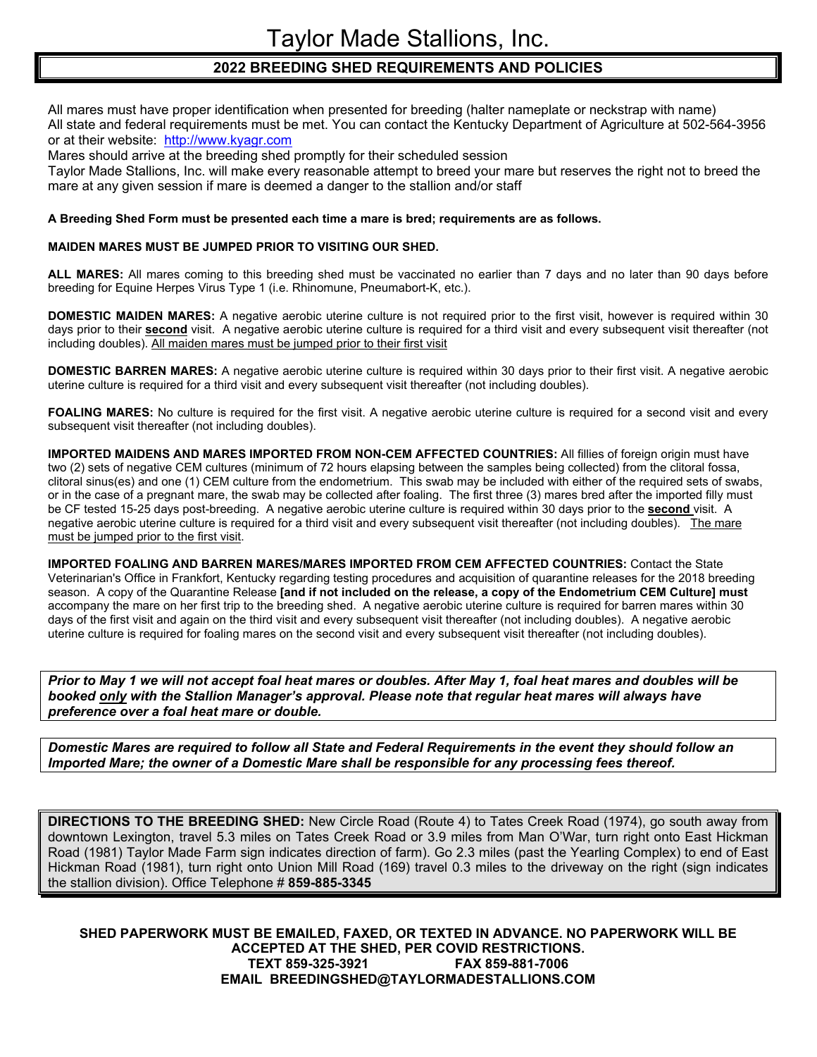# Taylor Made Stallions, Inc.

## 2022 BREEDING SHED REQUIREMENTS AND POLICIES

All mares must have proper identification when presented for breeding (halter nameplate or neckstrap with name)
All state and federal requirements must be met. You can contact the Kentucky Department of Agriculture at 502-564-3956 or at their website: http://www.kyagr.com
Mares should arrive at the breeding shed promptly for their scheduled session
Taylor Made Stallions, Inc. will make every reasonable attempt to breed your mare but reserves the right not to breed the mare at any given session if mare is deemed a danger to the stallion and/or staff

**A Breeding Shed Form must be presented each time a mare is bred; requirements are as follows.**

**MAIDEN MARES MUST BE JUMPED PRIOR TO VISITING OUR SHED.**

**ALL MARES:** All mares coming to this breeding shed must be vaccinated no earlier than 7 days and no later than 90 days before breeding for Equine Herpes Virus Type 1 (i.e. Rhinomune, Pneumabort-K, etc.).

**DOMESTIC MAIDEN MARES:** A negative aerobic uterine culture is not required prior to the first visit, however is required within 30 days prior to their **second** visit. A negative aerobic uterine culture is required for a third visit and every subsequent visit thereafter (not including doubles). All maiden mares must be jumped prior to their first visit

**DOMESTIC BARREN MARES:** A negative aerobic uterine culture is required within 30 days prior to their first visit. A negative aerobic uterine culture is required for a third visit and every subsequent visit thereafter (not including doubles).

**FOALING MARES:** No culture is required for the first visit. A negative aerobic uterine culture is required for a second visit and every subsequent visit thereafter (not including doubles).

**IMPORTED MAIDENS AND MARES IMPORTED FROM NON-CEM AFFECTED COUNTRIES:** All fillies of foreign origin must have two (2) sets of negative CEM cultures (minimum of 72 hours elapsing between the samples being collected) from the clitoral fossa, clitoral sinus(es) and one (1) CEM culture from the endometrium. This swab may be included with either of the required sets of swabs, or in the case of a pregnant mare, the swab may be collected after foaling. The first three (3) mares bred after the imported filly must be CF tested 15-25 days post-breeding. A negative aerobic uterine culture is required within 30 days prior to the **second** visit. A negative aerobic uterine culture is required for a third visit and every subsequent visit thereafter (not including doubles). The mare must be jumped prior to the first visit.

**IMPORTED FOALING AND BARREN MARES/MARES IMPORTED FROM CEM AFFECTED COUNTRIES:** Contact the State Veterinarian's Office in Frankfort, Kentucky regarding testing procedures and acquisition of quarantine releases for the 2018 breeding season. A copy of the Quarantine Release **[and if not included on the release, a copy of the Endometrium CEM Culture] must** accompany the mare on her first trip to the breeding shed. A negative aerobic uterine culture is required for barren mares within 30 days of the first visit and again on the third visit and every subsequent visit thereafter (not including doubles). A negative aerobic uterine culture is required for foaling mares on the second visit and every subsequent visit thereafter (not including doubles).

***Prior to May 1 we will not accept foal heat mares or doubles. After May 1, foal heat mares and doubles will be booked only with the Stallion Manager's approval. Please note that regular heat mares will always have preference over a foal heat mare or double.***

***Domestic Mares are required to follow all State and Federal Requirements in the event they should follow an Imported Mare; the owner of a Domestic Mare shall be responsible for any processing fees thereof.***

**DIRECTIONS TO THE BREEDING SHED:** New Circle Road (Route 4) to Tates Creek Road (1974), go south away from downtown Lexington, travel 5.3 miles on Tates Creek Road or 3.9 miles from Man O'War, turn right onto East Hickman Road (1981) Taylor Made Farm sign indicates direction of farm). Go 2.3 miles (past the Yearling Complex) to end of East Hickman Road (1981), turn right onto Union Mill Road (169) travel 0.3 miles to the driveway on the right (sign indicates the stallion division). Office Telephone # **859-885-3345**

**SHED PAPERWORK MUST BE EMAILED, FAXED, OR TEXTED IN ADVANCE. NO PAPERWORK WILL BE ACCEPTED AT THE SHED, PER COVID RESTRICTIONS.**
**TEXT 859-325-3921 FAX 859-881-7006**
**EMAIL BREEDINGSHED@TAYLORMADESTALLIONS.COM**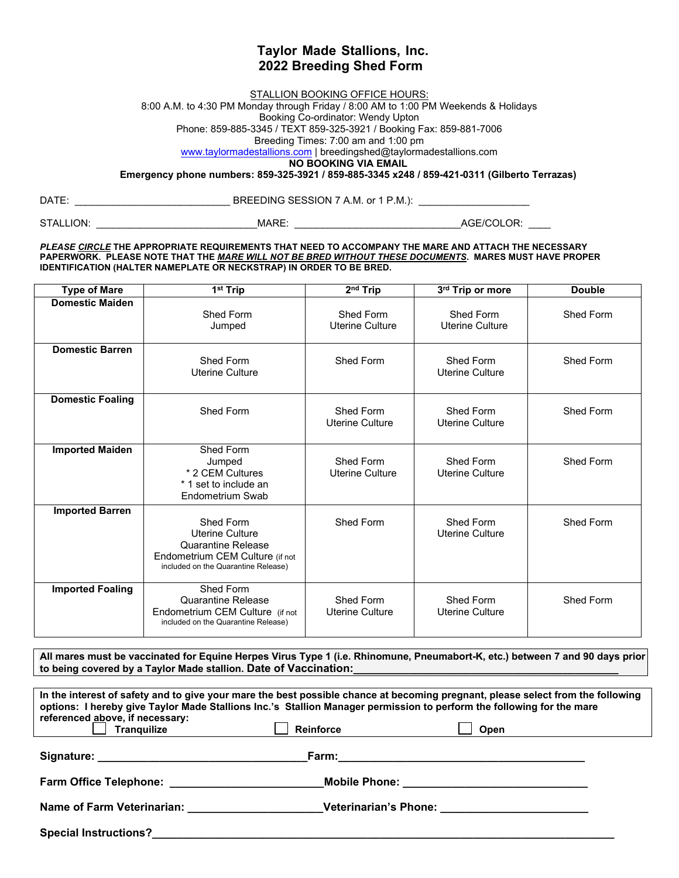# Taylor Made Stallions, Inc.
# 2022 Breeding Shed Form

STALLION BOOKING OFFICE HOURS:
8:00 A.M. to 4:30 PM Monday through Friday / 8:00 AM to 1:00 PM Weekends & Holidays
Booking Co-ordinator: Wendy Upton
Phone: 859-885-3345 / TEXT 859-325-3921 / Booking Fax: 859-881-7006
Breeding Times: 7:00 am and 1:00 pm
www.taylormadestallions.com | breedingshed@taylormadestallions.com
**NO BOOKING VIA EMAIL**
**Emergency phone numbers: 859-325-3921 / 859-885-3345 x248 / 859-421-0311 (Gilberto Terrazas)**

DATE: ___________________________ BREEDING SESSION 7 A.M. or 1 P.M.): ____________________

STALLION: ____________________________MARE: ______________________________AGE/COLOR: ____

***PLEASE CIRCLE* THE APPROPRIATE REQUIREMENTS THAT NEED TO ACCOMPANY THE MARE AND ATTACH THE NECESSARY PAPERWORK. PLEASE NOTE THAT THE *MARE WILL NOT BE BRED WITHOUT THESE DOCUMENTS*. MARES MUST HAVE PROPER IDENTIFICATION (HALTER NAMEPLATE OR NECKSTRAP) IN ORDER TO BE BRED.**

| Type of Mare | 1st Trip | 2nd Trip | 3rd Trip or more | Double |
|---|---|---|---|---|
| **Domestic Maiden** | Shed Form<br>Jumped | Shed Form<br>Uterine Culture | Shed Form<br>Uterine Culture | Shed Form |
| **Domestic Barren** | Shed Form<br>Uterine Culture | Shed Form | Shed Form<br>Uterine Culture | Shed Form |
| **Domestic Foaling** | Shed Form | Shed Form<br>Uterine Culture | Shed Form<br>Uterine Culture | Shed Form |
| **Imported Maiden** | Shed Form<br>Jumped<br>* 2 CEM Cultures<br>* 1 set to include an Endometrium Swab | Shed Form<br>Uterine Culture | Shed Form<br>Uterine Culture | Shed Form |
| **Imported Barren** | Shed Form<br>Uterine Culture<br>Quarantine Release<br>Endometrium CEM Culture (if not included on the Quarantine Release) | Shed Form | Shed Form<br>Uterine Culture | Shed Form |
| **Imported Foaling** | Shed Form<br>Quarantine Release<br>Endometrium CEM Culture (if not included on the Quarantine Release) | Shed Form<br>Uterine Culture | Shed Form<br>Uterine Culture | Shed Form |

**All mares must be vaccinated for Equine Herpes Virus Type 1 (i.e. Rhinomune, Pneumabort-K, etc.) between 7 and 90 days prior to being covered by a Taylor Made stallion. Date of Vaccination:_____________________________________________**

**In the interest of safety and to give your mare the best possible chance at becoming pregnant, please select from the following options: I hereby give Taylor Made Stallions Inc.'s Stallion Manager permission to perform the following for the mare referenced above, if necessary:**

☐ **Tranquilize** ☐ **Reinforce** ☐ **Open**

**Signature:** _________________________________ **Farm:** _________________________________________

**Farm Office Telephone:** ________________________ **Mobile Phone:** ______________________________

**Name of Farm Veterinarian:** _____________________ **Veterinarian's Phone:** ________________________

**Special Instructions?**_________________________________________________________________________